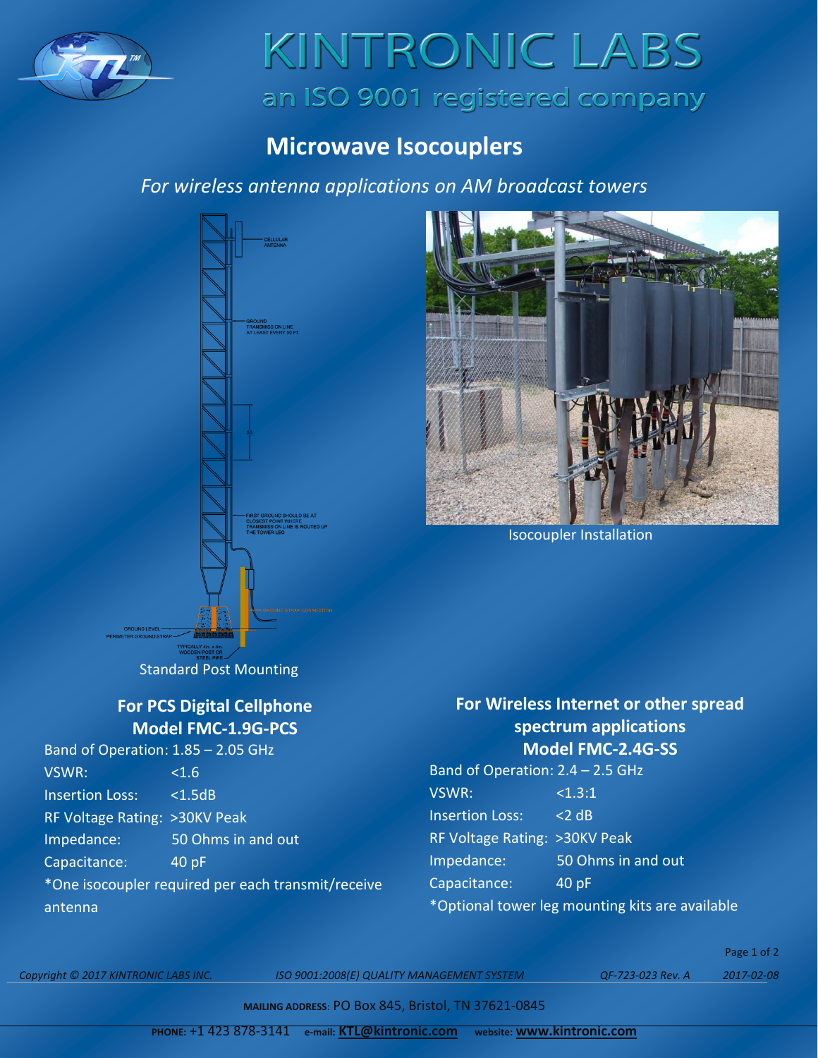# KINTRONIC LABS

an ISO 9001 registered company

## Microwave Isocouplers

*For wireless antenna applications on AM broadcast towers*

Standard Post Mounting

Isocoupler Installation

### For PCS Digital Cellphone
### Model FMC-1.9G-PCS

| | |
|---|---|
| Band of Operation: | 1.85 – 2.05 GHz |
| VSWR: | <1.6 |
| Insertion Loss: | <1.5dB |
| RF Voltage Rating: | >30KV Peak |
| Impedance: | 50 Ohms in and out |
| Capacitance: | 40 pF |

*One isocoupler required per each transmit/receive antenna

### For Wireless Internet or other spread spectrum applications
### Model FMC-2.4G-SS

| | |
|---|---|
| Band of Operation: | 2.4 – 2.5 GHz |
| VSWR: | <1.3:1 |
| Insertion Loss: | <2 dB |
| RF Voltage Rating: | >30KV Peak |
| Impedance: | 50 Ohms in and out |
| Capacitance: | 40 pF |

*Optional tower leg mounting kits are available

*Copyright © 2017 KINTRONIC LABS INC.* *ISO 9001:2008(E) QUALITY MANAGEMENT SYSTEM* *QF-723-023 Rev. A* *2017-02-08*

**MAILING ADDRESS**: PO Box 845, Bristol, TN 37621-0845

**PHONE:** +1 423 878-3141 **e-mail:** **KTL@kintronic.com** **website:** **www.kintronic.com**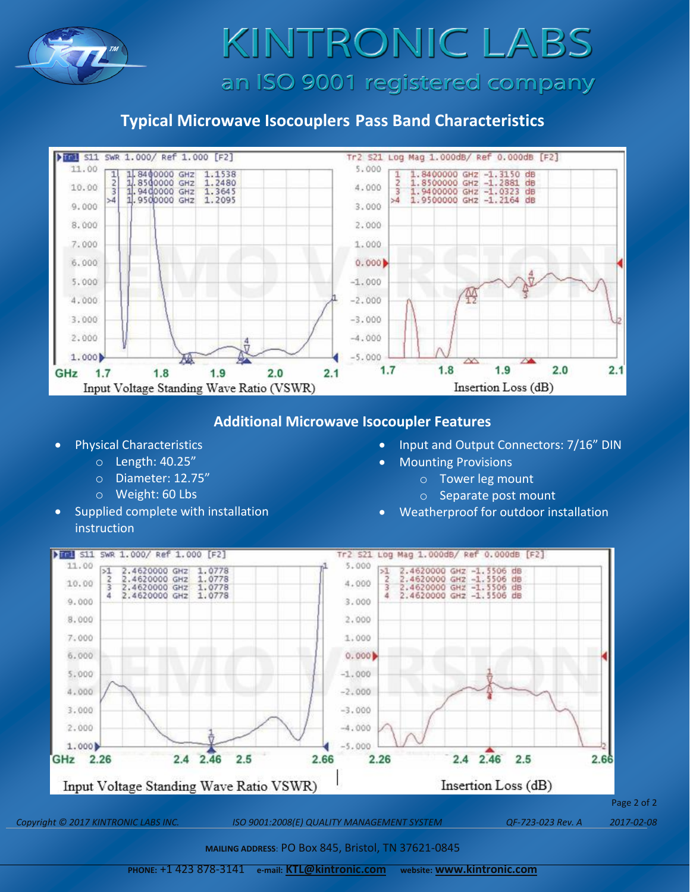# KINTRONIC LABS

an ISO 9001 registered company

## Typical Microwave Isocouplers Pass Band Characteristics

Tr1 S11 SWR 1.000/ Ref 1.000 [F2]

1 1.8400000 GHz 1.1538
2 1.8500000 GHz 1.2480
3 1.9400000 GHz 1.3645
>4 1.9500000 GHz 1.2095

11.00
10.00
9.000
8.000
7.000
6.000
5.000
4.000
3.000
2.000
1.000

GHz 1.7 1.8 1.9 2.0 2.1

Input Voltage Standing Wave Ratio (VSWR)

Tr2 S21 Log Mag 1.000dB/ Ref 0.000dB [F2]

1 1.8400000 GHz -1.3150 dB
2 1.8500000 GHz -1.2881 dB
3 1.9400000 GHz -1.0323 dB
>4 1.9500000 GHz -1.2164 dB

5.000
4.000
3.000
2.000
1.000
0.000
-1.000
-2.000
-3.000
-4.000
-5.000

1.7 1.8 1.9 2.0 2.1

Insertion Loss (dB)

## Additional Microwave Isocoupler Features

- Physical Characteristics
  - Length: 40.25”
  - Diameter: 12.75”
  - Weight: 60 Lbs
- Supplied complete with installation instruction
- Input and Output Connectors: 7/16” DIN
- Mounting Provisions
  - Tower leg mount
  - Separate post mount
- Weatherproof for outdoor installation

Tr1 S11 SWR 1.000/ Ref 1.000 [F2]

>1 2.4620000 GHz 1.0778
2 2.4620000 GHz 1.0778
3 2.4620000 GHz 1.0778
4 2.4620000 GHz 1.0778

11.00
10.00
9.000
8.000
7.000
6.000
5.000
4.000
3.000
2.000
1.000

GHz 2.26 2.4 2.46 2.5 2.66

Input Voltage Standing Wave Ratio VSWR)

Tr2 S21 Log Mag 1.000dB/ Ref 0.000dB [F2]

>1 2.4620000 GHz -1.5506 dB
2 2.4620000 GHz -1.5506 dB
3 2.4620000 GHz -1.5506 dB
4 2.4620000 GHz -1.5506 dB

5.000
4.000
3.000
2.000
1.000
0.000
-1.000
-2.000
-3.000
-4.000
-5.000

2.26 2.4 2.46 2.5 2.66

Insertion Loss (dB)

*Copyright © 2017 KINTRONIC LABS INC.* *ISO 9001:2008(E) QUALITY MANAGEMENT SYSTEM* *QF-723-023 Rev. A* *2017-02-08*

**MAILING ADDRESS**: PO Box 845, Bristol, TN 37621-0845

**PHONE:** +1 423 878-3141 **e-mail:** KTL@kintronic.com **website:** www.kintronic.com